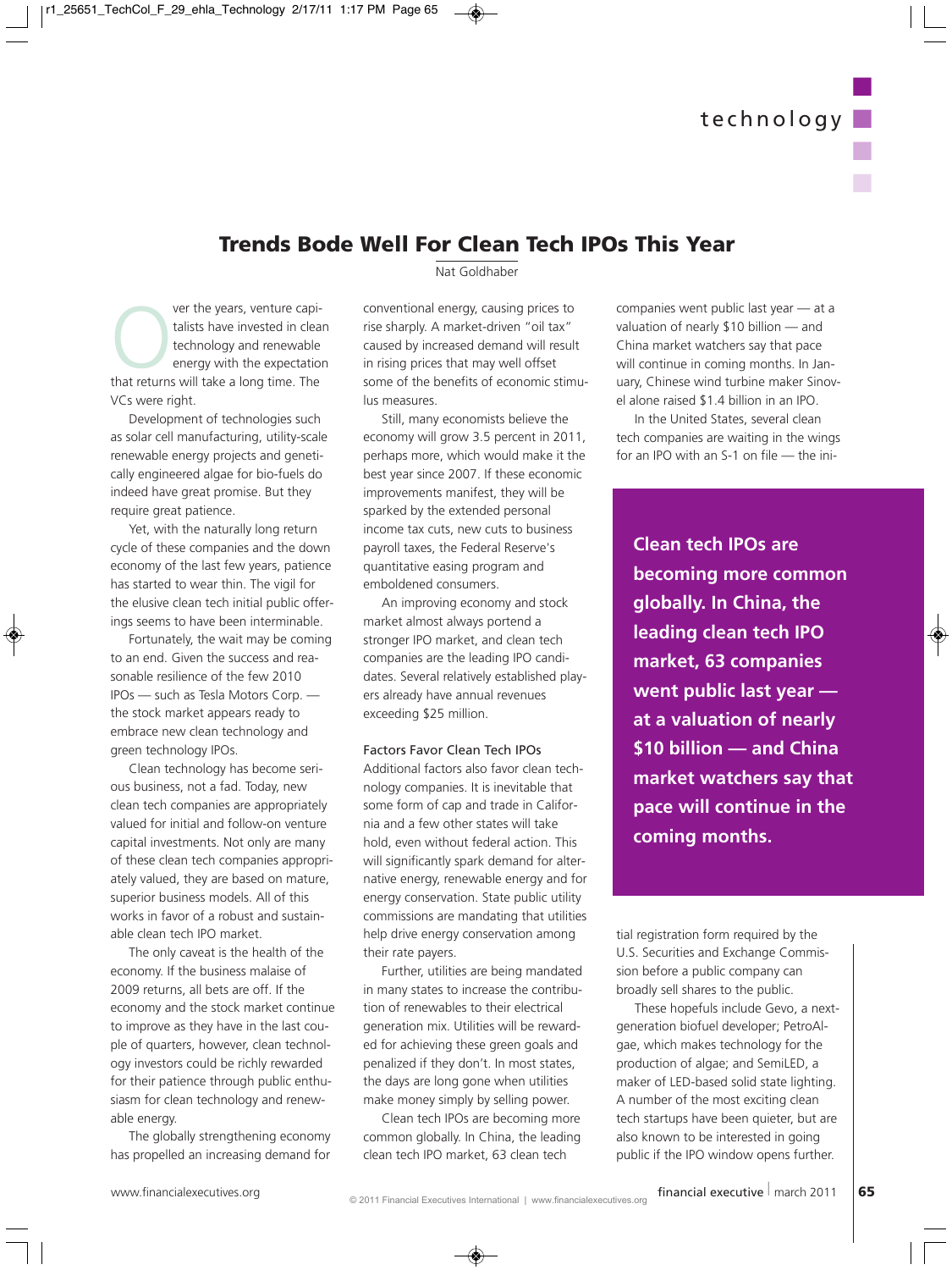# Trends Bode Well For Clean Tech IPOs This Year

Nat Goldhaber

Over the years, venture capitalists have invested in clean technology and renewable energy with the expectation that returns will take a long time. The VCs were right.

Development of technologies such as solar cell manufacturing, utility-scale renewable energy projects and genetically engineered algae for bio-fuels do indeed have great promise. But they require great patience.

Yet, with the naturally long return cycle of these companies and the down economy of the last few years, patience has started to wear thin. The vigil for the elusive clean tech initial public offerings seems to have been interminable.

Fortunately, the wait may be coming to an end. Given the success and reasonable resilience of the few 2010 IPOs — such as Tesla Motors Corp. — the stock market appears ready to embrace new clean technology and green technology IPOs.

Clean technology has become serious business, not a fad. Today, new clean tech companies are appropriately valued for initial and follow-on venture capital investments. Not only are many of these clean tech companies appropriately valued, they are based on mature, superior business models. All of this works in favor of a robust and sustainable clean tech IPO market.

The only caveat is the health of the economy. If the business malaise of 2009 returns, all bets are off. If the economy and the stock market continue to improve as they have in the last couple of quarters, however, clean technology investors could be richly rewarded for their patience through public enthusiasm for clean technology and renewable energy.

The globally strengthening economy has propelled an increasing demand for conventional energy, causing prices to rise sharply. A market-driven "oil tax" caused by increased demand will result in rising prices that may well offset some of the benefits of economic stimulus measures.

Still, many economists believe the economy will grow 3.5 percent in 2011, perhaps more, which would make it the best year since 2007. If these economic improvements manifest, they will be sparked by the extended personal income tax cuts, new cuts to business payroll taxes, the Federal Reserve's quantitative easing program and emboldened consumers.

An improving economy and stock market almost always portend a stronger IPO market, and clean tech companies are the leading IPO candidates. Several relatively established players already have annual revenues exceeding $25 million.

### Factors Favor Clean Tech IPOs

Additional factors also favor clean technology companies. It is inevitable that some form of cap and trade in California and a few other states will take hold, even without federal action. This will significantly spark demand for alternative energy, renewable energy and for energy conservation. State public utility commissions are mandating that utilities help drive energy conservation among their rate payers.

Further, utilities are being mandated in many states to increase the contribution of renewables to their electrical generation mix. Utilities will be rewarded for achieving these green goals and penalized if they don't. In most states, the days are long gone when utilities make money simply by selling power.

Clean tech IPOs are becoming more common globally. In China, the leading clean tech IPO market, 63 clean tech companies went public last year — at a valuation of nearly $10 billion — and China market watchers say that pace will continue in coming months. In January, Chinese wind turbine maker Sinovel alone raised $1.4 billion in an IPO.

In the United States, several clean tech companies are waiting in the wings for an IPO with an S-1 on file — the initial registration form required by the U.S. Securities and Exchange Commission before a public company can broadly sell shares to the public.

> **Clean tech IPOs are becoming more common globally. In China, the leading clean tech IPO market, 63 companies went public last year — at a valuation of nearly $10 billion — and China market watchers say that pace will continue in the coming months.**

These hopefuls include Gevo, a next-generation biofuel developer; PetroAlgae, which makes technology for the production of algae; and SemiLED, a maker of LED-based solid state lighting. A number of the most exciting clean tech startups have been quieter, but are also known to be interested in going public if the IPO window opens further.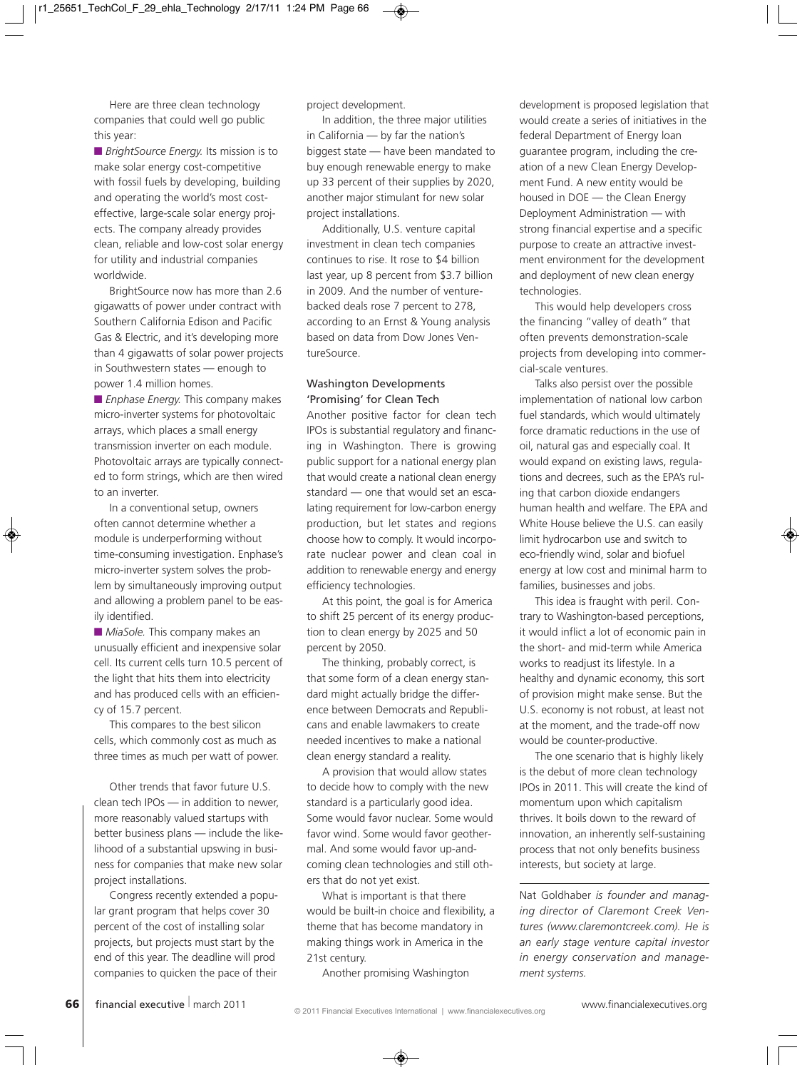Here are three clean technology companies that could well go public this year:

■ *BrightSource Energy.* Its mission is to make solar energy cost-competitive with fossil fuels by developing, building and operating the world's most cost-effective, large-scale solar energy projects. The company already provides clean, reliable and low-cost solar energy for utility and industrial companies worldwide.

BrightSource now has more than 2.6 gigawatts of power under contract with Southern California Edison and Pacific Gas & Electric, and it's developing more than 4 gigawatts of solar power projects in Southwestern states — enough to power 1.4 million homes.

■ *Enphase Energy.* This company makes micro-inverter systems for photovoltaic arrays, which places a small energy transmission inverter on each module. Photovoltaic arrays are typically connected to form strings, which are then wired to an inverter.

In a conventional setup, owners often cannot determine whether a module is underperforming without time-consuming investigation. Enphase's micro-inverter system solves the problem by simultaneously improving output and allowing a problem panel to be easily identified.

■ *MiaSole.* This company makes an unusually efficient and inexpensive solar cell. Its current cells turn 10.5 percent of the light that hits them into electricity and has produced cells with an efficiency of 15.7 percent.

This compares to the best silicon cells, which commonly cost as much as three times as much per watt of power.

Other trends that favor future U.S. clean tech IPOs — in addition to newer, more reasonably valued startups with better business plans — include the likelihood of a substantial upswing in business for companies that make new solar project installations.

Congress recently extended a popular grant program that helps cover 30 percent of the cost of installing solar projects, but projects must start by the end of this year. The deadline will prod companies to quicken the pace of their project development.

In addition, the three major utilities in California — by far the nation's biggest state — have been mandated to buy enough renewable energy to make up 33 percent of their supplies by 2020, another major stimulant for new solar project installations.

Additionally, U.S. venture capital investment in clean tech companies continues to rise. It rose to $4 billion last year, up 8 percent from $3.7 billion in 2009. And the number of venture-backed deals rose 7 percent to 278, according to an Ernst & Young analysis based on data from Dow Jones VentureSource.

## Washington Developments 'Promising' for Clean Tech

Another positive factor for clean tech IPOs is substantial regulatory and financing in Washington. There is growing public support for a national energy plan that would create a national clean energy standard — one that would set an escalating requirement for low-carbon energy production, but let states and regions choose how to comply. It would incorporate nuclear power and clean coal in addition to renewable energy and energy efficiency technologies.

At this point, the goal is for America to shift 25 percent of its energy production to clean energy by 2025 and 50 percent by 2050.

The thinking, probably correct, is that some form of a clean energy standard might actually bridge the difference between Democrats and Republicans and enable lawmakers to create needed incentives to make a national clean energy standard a reality.

A provision that would allow states to decide how to comply with the new standard is a particularly good idea. Some would favor nuclear. Some would favor wind. Some would favor geothermal. And some would favor up-and-coming clean technologies and still others that do not yet exist.

What is important is that there would be built-in choice and flexibility, a theme that has become mandatory in making things work in America in the 21st century.

Another promising Washington development is proposed legislation that would create a series of initiatives in the federal Department of Energy loan guarantee program, including the creation of a new Clean Energy Development Fund. A new entity would be housed in DOE — the Clean Energy Deployment Administration — with strong financial expertise and a specific purpose to create an attractive investment environment for the development and deployment of new clean energy technologies.

This would help developers cross the financing "valley of death" that often prevents demonstration-scale projects from developing into commercial-scale ventures.

Talks also persist over the possible implementation of national low carbon fuel standards, which would ultimately force dramatic reductions in the use of oil, natural gas and especially coal. It would expand on existing laws, regulations and decrees, such as the EPA's ruling that carbon dioxide endangers human health and welfare. The EPA and White House believe the U.S. can easily limit hydrocarbon use and switch to eco-friendly wind, solar and biofuel energy at low cost and minimal harm to families, businesses and jobs.

This idea is fraught with peril. Contrary to Washington-based perceptions, it would inflict a lot of economic pain in the short- and mid-term while America works to readjust its lifestyle. In a healthy and dynamic economy, this sort of provision might make sense. But the U.S. economy is not robust, at least not at the moment, and the trade-off now would be counter-productive.

The one scenario that is highly likely is the debut of more clean technology IPOs in 2011. This will create the kind of momentum upon which capitalism thrives. It boils down to the reward of innovation, an inherently self-sustaining process that not only benefits business interests, but society at large.

---

Nat Goldhaber *is founder and managing director of Claremont Creek Ventures (www.claremontcreek.com). He is an early stage venture capital investor in energy conservation and management systems.*